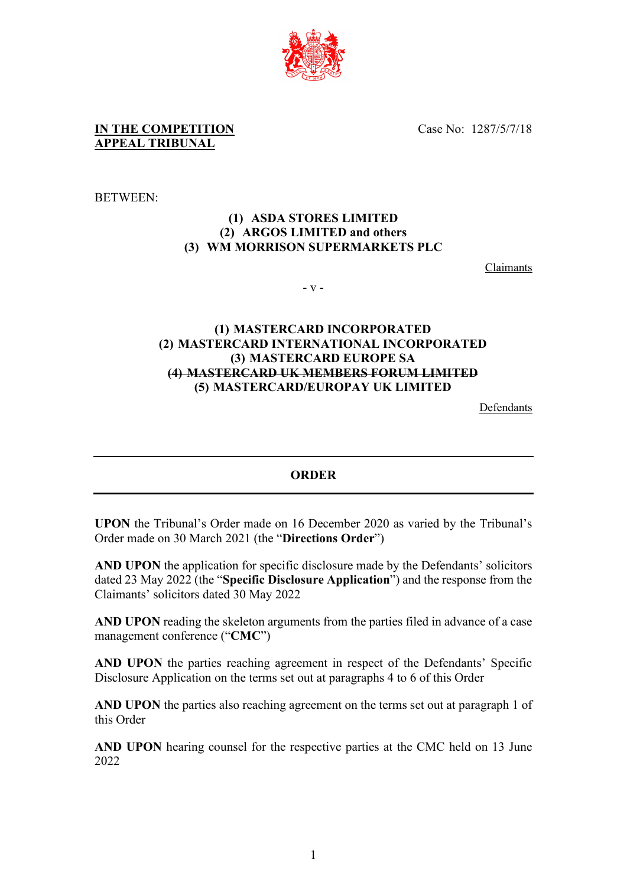**IN THE COMPETITION APPEAL TRIBUNAL**

Case No: 1287/5/7/18

BETWEEN:

**(1) ASDA STORES LIMITED**
**(2) ARGOS LIMITED and others**
**(3) WM MORRISON SUPERMARKETS PLC**

Claimants

- v -

**(1) MASTERCARD INCORPORATED**
**(2) MASTERCARD INTERNATIONAL INCORPORATED**
**(3) MASTERCARD EUROPE SA**
~~**(4) MASTERCARD UK MEMBERS FORUM LIMITED**~~
**(5) MASTERCARD/EUROPAY UK LIMITED**

Defendants

---

**ORDER**

---

**UPON** the Tribunal's Order made on 16 December 2020 as varied by the Tribunal's Order made on 30 March 2021 (the "**Directions Order**")

**AND UPON** the application for specific disclosure made by the Defendants' solicitors dated 23 May 2022 (the "**Specific Disclosure Application**") and the response from the Claimants' solicitors dated 30 May 2022

**AND UPON** reading the skeleton arguments from the parties filed in advance of a case management conference ("**CMC**")

**AND UPON** the parties reaching agreement in respect of the Defendants' Specific Disclosure Application on the terms set out at paragraphs 4 to 6 of this Order

**AND UPON** the parties also reaching agreement on the terms set out at paragraph 1 of this Order

**AND UPON** hearing counsel for the respective parties at the CMC held on 13 June 2022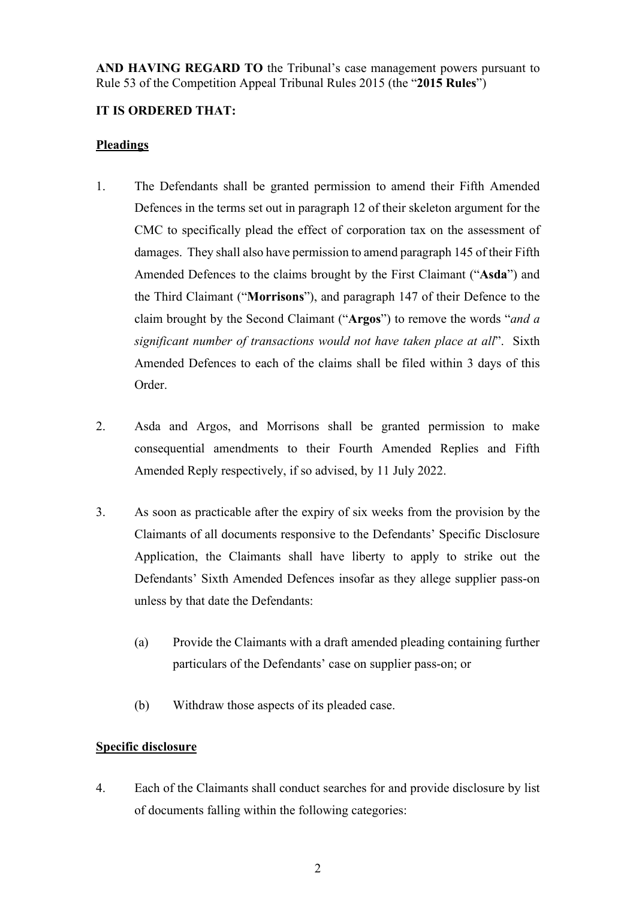**AND HAVING REGARD TO** the Tribunal's case management powers pursuant to Rule 53 of the Competition Appeal Tribunal Rules 2015 (the "**2015 Rules**")

**IT IS ORDERED THAT:**

**Pleadings**

1. The Defendants shall be granted permission to amend their Fifth Amended Defences in the terms set out in paragraph 12 of their skeleton argument for the CMC to specifically plead the effect of corporation tax on the assessment of damages. They shall also have permission to amend paragraph 145 of their Fifth Amended Defences to the claims brought by the First Claimant ("**Asda**") and the Third Claimant ("**Morrisons**"), and paragraph 147 of their Defence to the claim brought by the Second Claimant ("**Argos**") to remove the words "*and a significant number of transactions would not have taken place at all*". Sixth Amended Defences to each of the claims shall be filed within 3 days of this Order.

2. Asda and Argos, and Morrisons shall be granted permission to make consequential amendments to their Fourth Amended Replies and Fifth Amended Reply respectively, if so advised, by 11 July 2022.

3. As soon as practicable after the expiry of six weeks from the provision by the Claimants of all documents responsive to the Defendants' Specific Disclosure Application, the Claimants shall have liberty to apply to strike out the Defendants' Sixth Amended Defences insofar as they allege supplier pass-on unless by that date the Defendants:

   (a) Provide the Claimants with a draft amended pleading containing further particulars of the Defendants' case on supplier pass-on; or

   (b) Withdraw those aspects of its pleaded case.

**Specific disclosure**

4. Each of the Claimants shall conduct searches for and provide disclosure by list of documents falling within the following categories: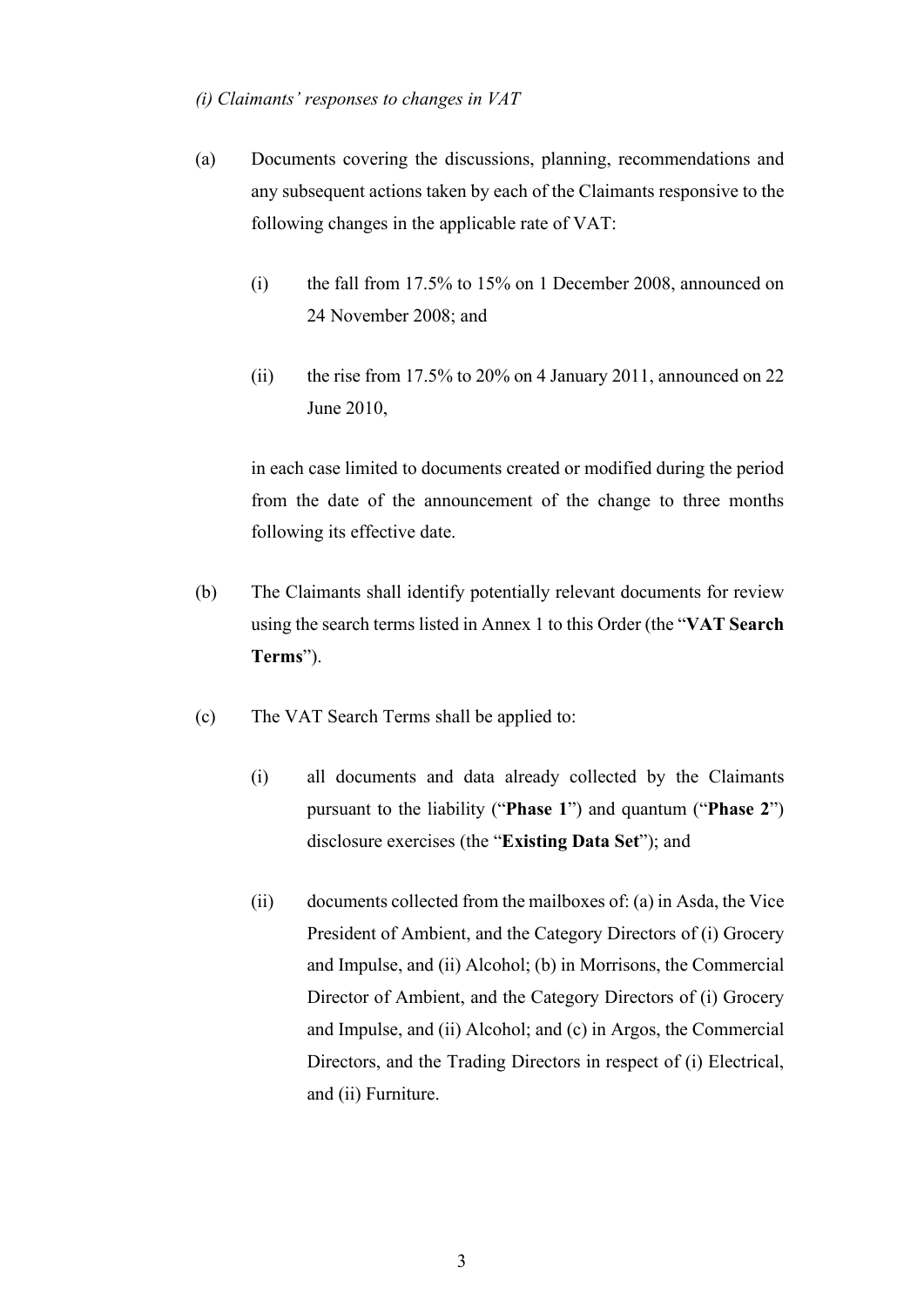*(i) Claimants' responses to changes in VAT*

(a) Documents covering the discussions, planning, recommendations and any subsequent actions taken by each of the Claimants responsive to the following changes in the applicable rate of VAT:

   (i) the fall from 17.5% to 15% on 1 December 2008, announced on 24 November 2008; and

   (ii) the rise from 17.5% to 20% on 4 January 2011, announced on 22 June 2010,

   in each case limited to documents created or modified during the period from the date of the announcement of the change to three months following its effective date.

(b) The Claimants shall identify potentially relevant documents for review using the search terms listed in Annex 1 to this Order (the "**VAT Search Terms**").

(c) The VAT Search Terms shall be applied to:

   (i) all documents and data already collected by the Claimants pursuant to the liability ("**Phase 1**") and quantum ("**Phase 2**") disclosure exercises (the "**Existing Data Set**"); and

   (ii) documents collected from the mailboxes of: (a) in Asda, the Vice President of Ambient, and the Category Directors of (i) Grocery and Impulse, and (ii) Alcohol; (b) in Morrisons, the Commercial Director of Ambient, and the Category Directors of (i) Grocery and Impulse, and (ii) Alcohol; and (c) in Argos, the Commercial Directors, and the Trading Directors in respect of (i) Electrical, and (ii) Furniture.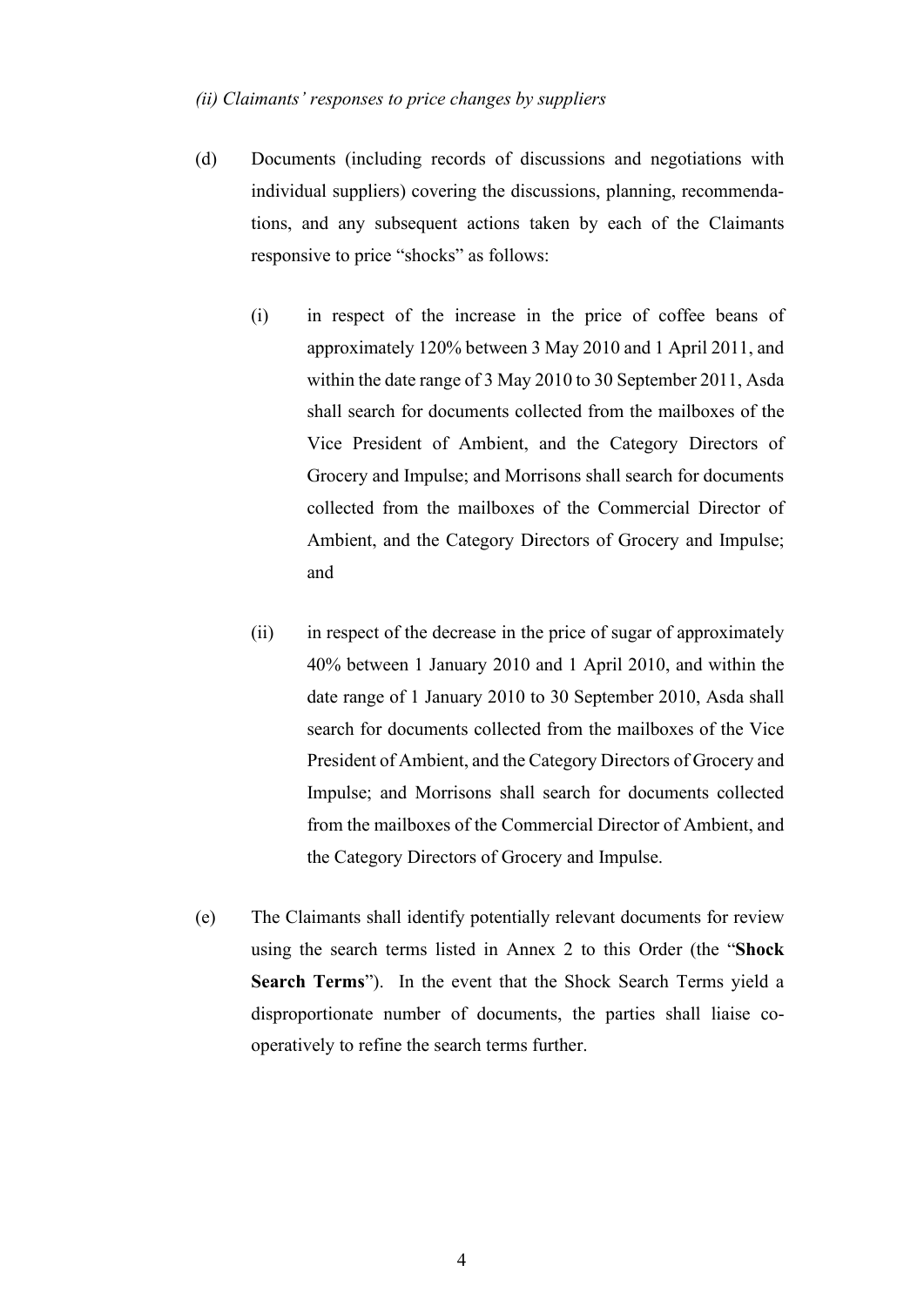*(ii) Claimants' responses to price changes by suppliers*

(d) Documents (including records of discussions and negotiations with individual suppliers) covering the discussions, planning, recommendations, and any subsequent actions taken by each of the Claimants responsive to price "shocks" as follows:

(i) in respect of the increase in the price of coffee beans of approximately 120% between 3 May 2010 and 1 April 2011, and within the date range of 3 May 2010 to 30 September 2011, Asda shall search for documents collected from the mailboxes of the Vice President of Ambient, and the Category Directors of Grocery and Impulse; and Morrisons shall search for documents collected from the mailboxes of the Commercial Director of Ambient, and the Category Directors of Grocery and Impulse; and

(ii) in respect of the decrease in the price of sugar of approximately 40% between 1 January 2010 and 1 April 2010, and within the date range of 1 January 2010 to 30 September 2010, Asda shall search for documents collected from the mailboxes of the Vice President of Ambient, and the Category Directors of Grocery and Impulse; and Morrisons shall search for documents collected from the mailboxes of the Commercial Director of Ambient, and the Category Directors of Grocery and Impulse.

(e) The Claimants shall identify potentially relevant documents for review using the search terms listed in Annex 2 to this Order (the "**Shock Search Terms**"). In the event that the Shock Search Terms yield a disproportionate number of documents, the parties shall liaise co-operatively to refine the search terms further.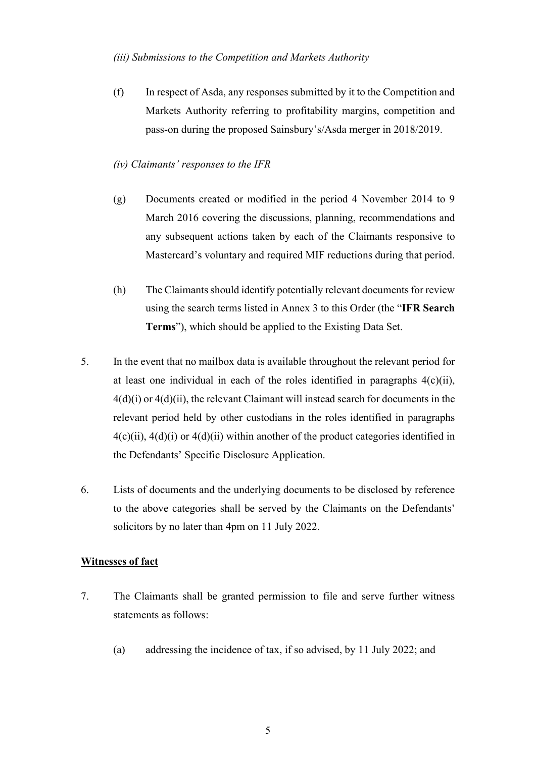*(iii) Submissions to the Competition and Markets Authority*

(f) In respect of Asda, any responses submitted by it to the Competition and Markets Authority referring to profitability margins, competition and pass-on during the proposed Sainsbury's/Asda merger in 2018/2019.

*(iv) Claimants' responses to the IFR*

(g) Documents created or modified in the period 4 November 2014 to 9 March 2016 covering the discussions, planning, recommendations and any subsequent actions taken by each of the Claimants responsive to Mastercard's voluntary and required MIF reductions during that period.

(h) The Claimants should identify potentially relevant documents for review using the search terms listed in Annex 3 to this Order (the "**IFR Search Terms**"), which should be applied to the Existing Data Set.

5. In the event that no mailbox data is available throughout the relevant period for at least one individual in each of the roles identified in paragraphs 4(c)(ii), 4(d)(i) or 4(d)(ii), the relevant Claimant will instead search for documents in the relevant period held by other custodians in the roles identified in paragraphs 4(c)(ii), 4(d)(i) or 4(d)(ii) within another of the product categories identified in the Defendants' Specific Disclosure Application.

6. Lists of documents and the underlying documents to be disclosed by reference to the above categories shall be served by the Claimants on the Defendants' solicitors by no later than 4pm on 11 July 2022.

**<u>Witnesses of fact</u>**

7. The Claimants shall be granted permission to file and serve further witness statements as follows:

   (a) addressing the incidence of tax, if so advised, by 11 July 2022; and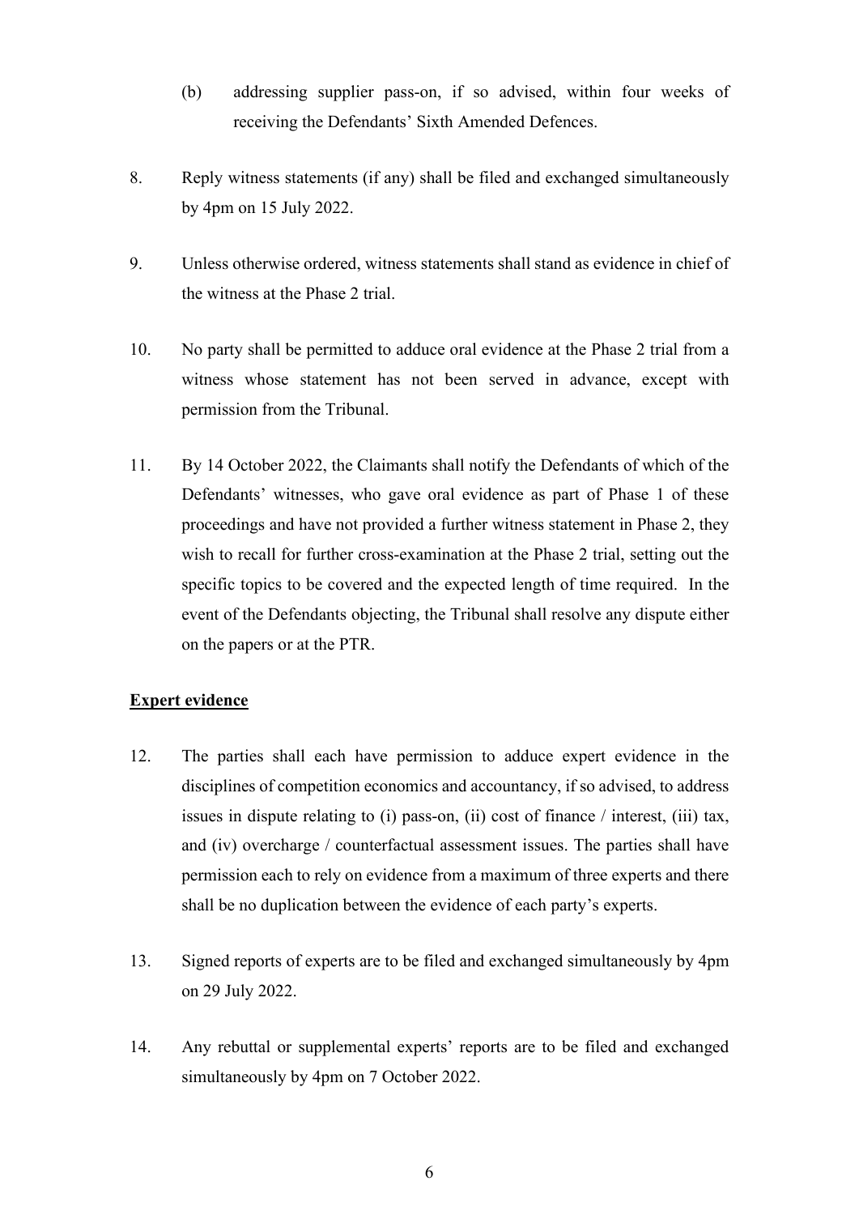(b) addressing supplier pass-on, if so advised, within four weeks of receiving the Defendants' Sixth Amended Defences.

8. Reply witness statements (if any) shall be filed and exchanged simultaneously by 4pm on 15 July 2022.

9. Unless otherwise ordered, witness statements shall stand as evidence in chief of the witness at the Phase 2 trial.

10. No party shall be permitted to adduce oral evidence at the Phase 2 trial from a witness whose statement has not been served in advance, except with permission from the Tribunal.

11. By 14 October 2022, the Claimants shall notify the Defendants of which of the Defendants' witnesses, who gave oral evidence as part of Phase 1 of these proceedings and have not provided a further witness statement in Phase 2, they wish to recall for further cross-examination at the Phase 2 trial, setting out the specific topics to be covered and the expected length of time required. In the event of the Defendants objecting, the Tribunal shall resolve any dispute either on the papers or at the PTR.

**Expert evidence**

12. The parties shall each have permission to adduce expert evidence in the disciplines of competition economics and accountancy, if so advised, to address issues in dispute relating to (i) pass-on, (ii) cost of finance / interest, (iii) tax, and (iv) overcharge / counterfactual assessment issues. The parties shall have permission each to rely on evidence from a maximum of three experts and there shall be no duplication between the evidence of each party's experts.

13. Signed reports of experts are to be filed and exchanged simultaneously by 4pm on 29 July 2022.

14. Any rebuttal or supplemental experts' reports are to be filed and exchanged simultaneously by 4pm on 7 October 2022.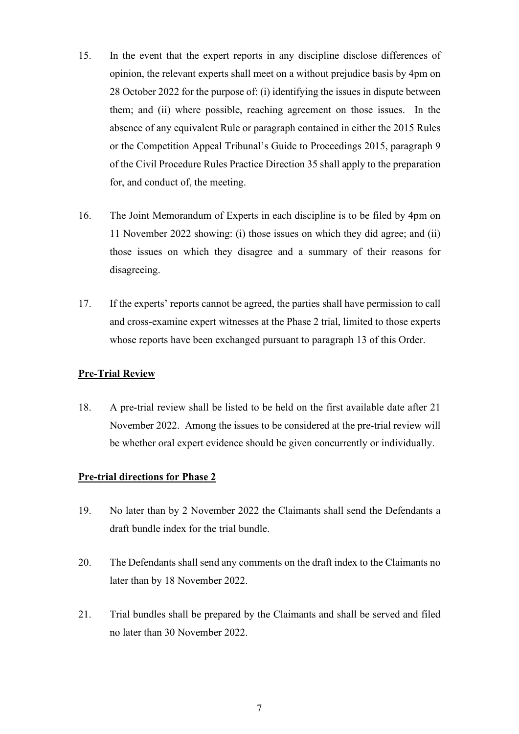15. In the event that the expert reports in any discipline disclose differences of opinion, the relevant experts shall meet on a without prejudice basis by 4pm on 28 October 2022 for the purpose of: (i) identifying the issues in dispute between them; and (ii) where possible, reaching agreement on those issues. In the absence of any equivalent Rule or paragraph contained in either the 2015 Rules or the Competition Appeal Tribunal's Guide to Proceedings 2015, paragraph 9 of the Civil Procedure Rules Practice Direction 35 shall apply to the preparation for, and conduct of, the meeting.

16. The Joint Memorandum of Experts in each discipline is to be filed by 4pm on 11 November 2022 showing: (i) those issues on which they did agree; and (ii) those issues on which they disagree and a summary of their reasons for disagreeing.

17. If the experts' reports cannot be agreed, the parties shall have permission to call and cross-examine expert witnesses at the Phase 2 trial, limited to those experts whose reports have been exchanged pursuant to paragraph 13 of this Order.

**Pre-Trial Review**

18. A pre-trial review shall be listed to be held on the first available date after 21 November 2022. Among the issues to be considered at the pre-trial review will be whether oral expert evidence should be given concurrently or individually.

**Pre-trial directions for Phase 2**

19. No later than by 2 November 2022 the Claimants shall send the Defendants a draft bundle index for the trial bundle.

20. The Defendants shall send any comments on the draft index to the Claimants no later than by 18 November 2022.

21. Trial bundles shall be prepared by the Claimants and shall be served and filed no later than 30 November 2022.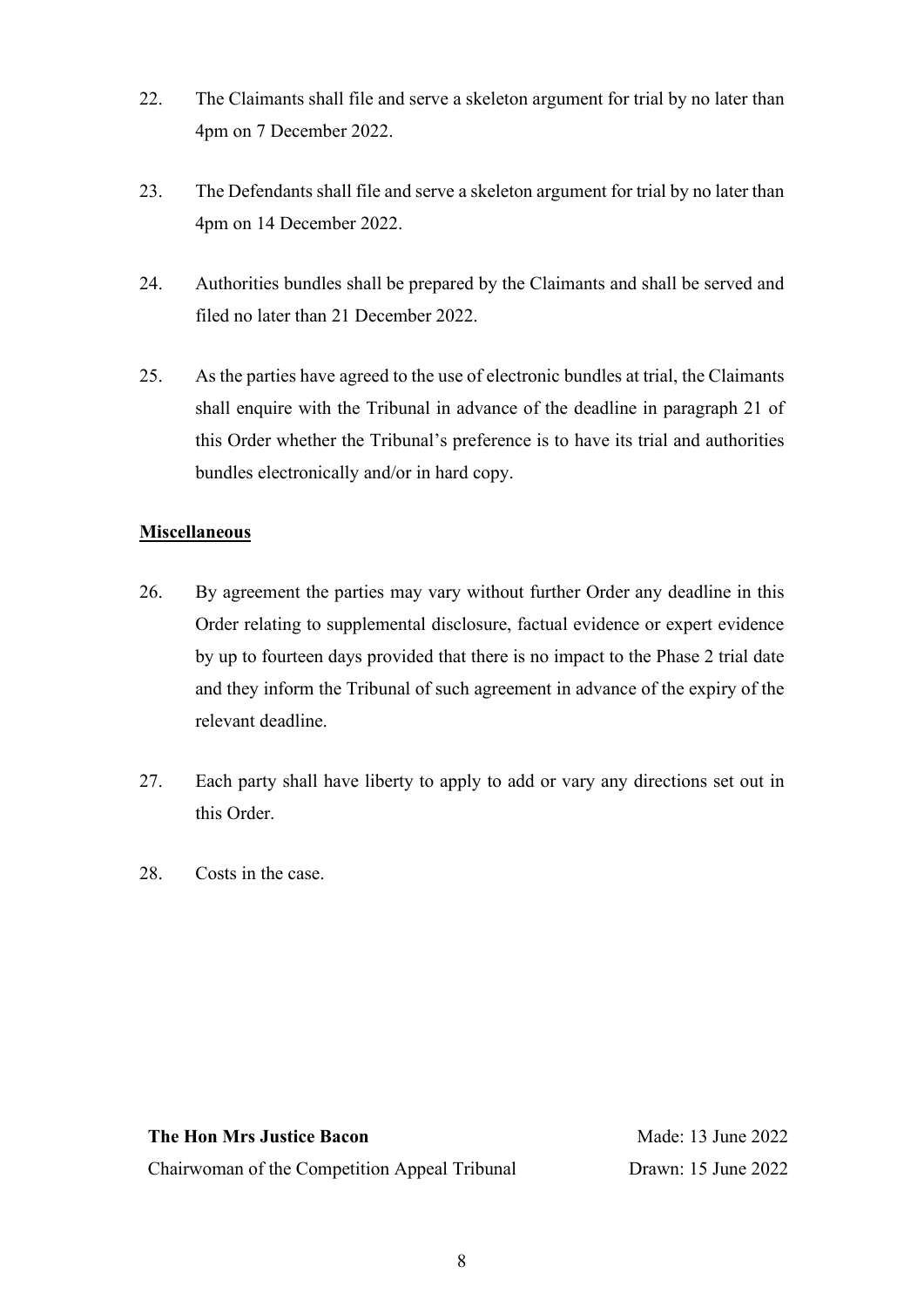22. The Claimants shall file and serve a skeleton argument for trial by no later than 4pm on 7 December 2022.

23. The Defendants shall file and serve a skeleton argument for trial by no later than 4pm on 14 December 2022.

24. Authorities bundles shall be prepared by the Claimants and shall be served and filed no later than 21 December 2022.

25. As the parties have agreed to the use of electronic bundles at trial, the Claimants shall enquire with the Tribunal in advance of the deadline in paragraph 21 of this Order whether the Tribunal's preference is to have its trial and authorities bundles electronically and/or in hard copy.

**Miscellaneous**

26. By agreement the parties may vary without further Order any deadline in this Order relating to supplemental disclosure, factual evidence or expert evidence by up to fourteen days provided that there is no impact to the Phase 2 trial date and they inform the Tribunal of such agreement in advance of the expiry of the relevant deadline.

27. Each party shall have liberty to apply to add or vary any directions set out in this Order.

28. Costs in the case.

**The Hon Mrs Justice Bacon**
Chairwoman of the Competition Appeal Tribunal

Made: 13 June 2022
Drawn: 15 June 2022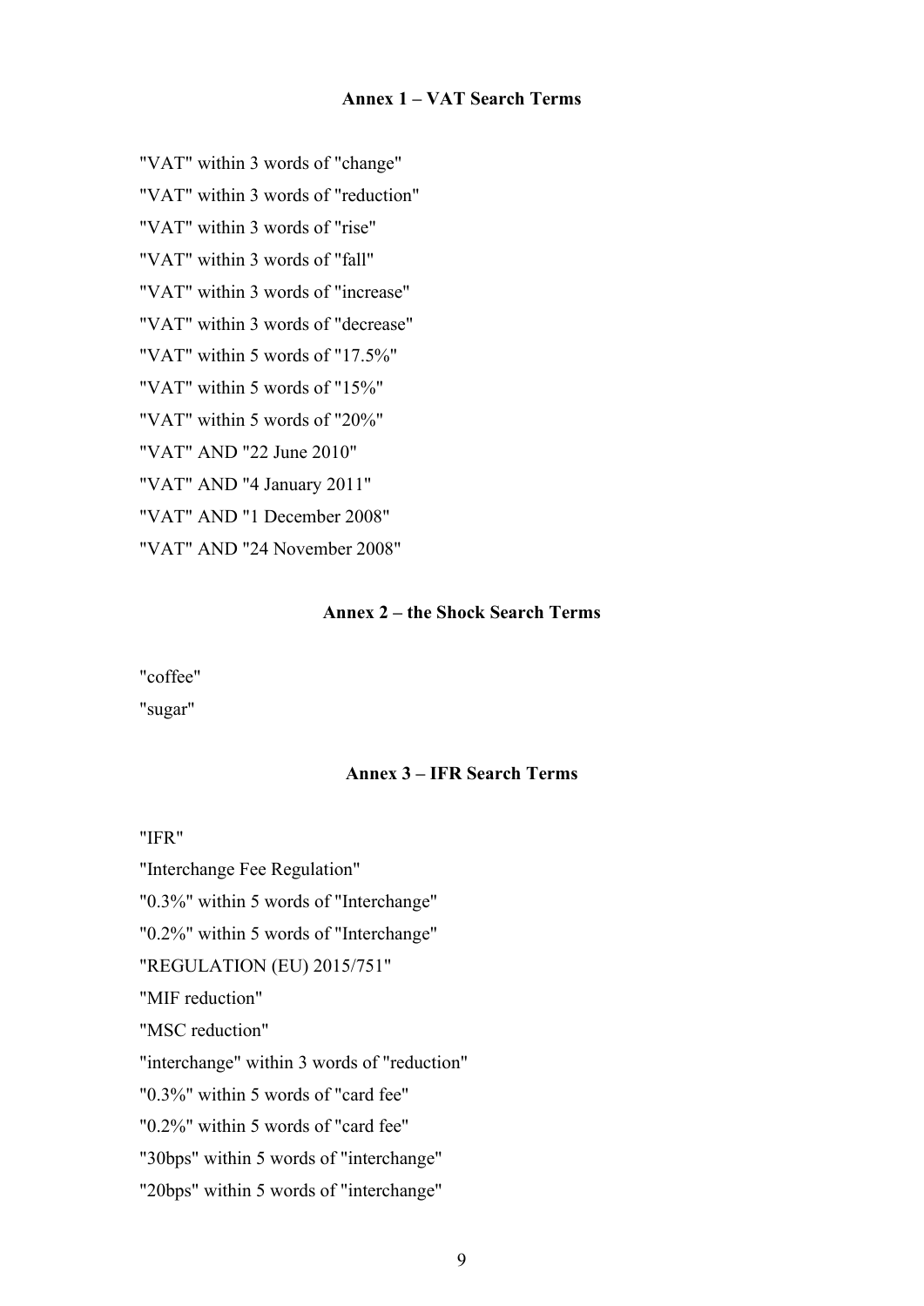## Annex 1 – VAT Search Terms

"VAT" within 3 words of "change"

"VAT" within 3 words of "reduction"

"VAT" within 3 words of "rise"

"VAT" within 3 words of "fall"

"VAT" within 3 words of "increase"

"VAT" within 3 words of "decrease"

"VAT" within 5 words of "17.5%"

"VAT" within 5 words of "15%"

"VAT" within 5 words of "20%"

"VAT" AND "22 June 2010"

"VAT" AND "4 January 2011"

"VAT" AND "1 December 2008"

"VAT" AND "24 November 2008"

## Annex 2 – the Shock Search Terms

"coffee"

"sugar"

## Annex 3 – IFR Search Terms

"IFR"

"Interchange Fee Regulation"

"0.3%" within 5 words of "Interchange"

"0.2%" within 5 words of "Interchange"

"REGULATION (EU) 2015/751"

"MIF reduction"

"MSC reduction"

"interchange" within 3 words of "reduction"

"0.3%" within 5 words of "card fee"

"0.2%" within 5 words of "card fee"

"30bps" within 5 words of "interchange"

"20bps" within 5 words of "interchange"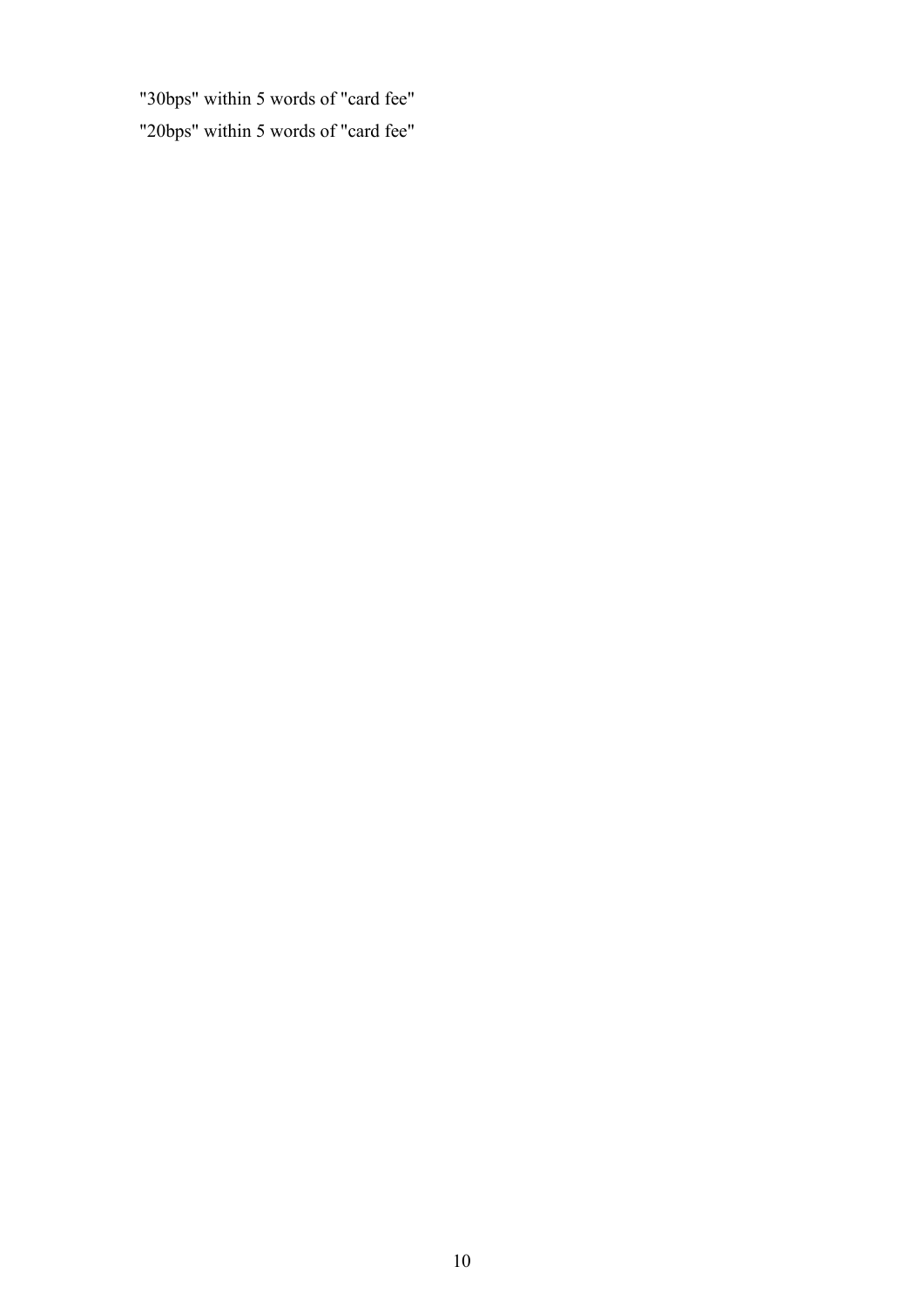"30bps" within 5 words of "card fee"

"20bps" within 5 words of "card fee"